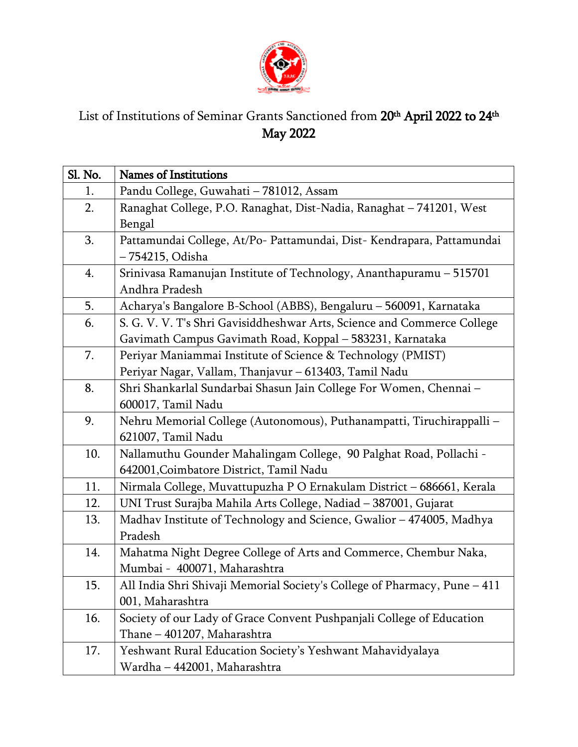List of Institutions of Seminar Grants Sanctioned from **20th April 2022 to 24th May 2022**

| Sl. No. | Names of Institutions |
|---|---|
| 1. | Pandu College, Guwahati – 781012, Assam |
| 2. | Ranaghat College, P.O. Ranaghat, Dist-Nadia, Ranaghat – 741201, West Bengal |
| 3. | Pattamundai College, At/Po- Pattamundai, Dist- Kendrapara, Pattamundai – 754215, Odisha |
| 4. | Srinivasa Ramanujan Institute of Technology, Ananthapuramu – 515701 Andhra Pradesh |
| 5. | Acharya's Bangalore B-School (ABBS), Bengaluru – 560091, Karnataka |
| 6. | S. G. V. V. T's Shri Gavisiddheshwar Arts, Science and Commerce College Gavimath Campus Gavimath Road, Koppal – 583231, Karnataka |
| 7. | Periyar Maniammai Institute of Science & Technology (PMIST) Periyar Nagar, Vallam, Thanjavur – 613403, Tamil Nadu |
| 8. | Shri Shankarlal Sundarbai Shasun Jain College For Women, Chennai – 600017, Tamil Nadu |
| 9. | Nehru Memorial College (Autonomous), Puthanampatti, Tiruchirappalli – 621007, Tamil Nadu |
| 10. | Nallamuthu Gounder Mahalingam College, 90 Palghat Road, Pollachi - 642001,Coimbatore District, Tamil Nadu |
| 11. | Nirmala College, Muvattupuzha P O Ernakulam District – 686661, Kerala |
| 12. | UNI Trust Surajba Mahila Arts College, Nadiad – 387001, Gujarat |
| 13. | Madhav Institute of Technology and Science, Gwalior – 474005, Madhya Pradesh |
| 14. | Mahatma Night Degree College of Arts and Commerce, Chembur Naka, Mumbai - 400071, Maharashtra |
| 15. | All India Shri Shivaji Memorial Society's College of Pharmacy, Pune – 411 001, Maharashtra |
| 16. | Society of our Lady of Grace Convent Pushpanjali College of Education Thane – 401207, Maharashtra |
| 17. | Yeshwant Rural Education Society's Yeshwant Mahavidyalaya Wardha – 442001, Maharashtra |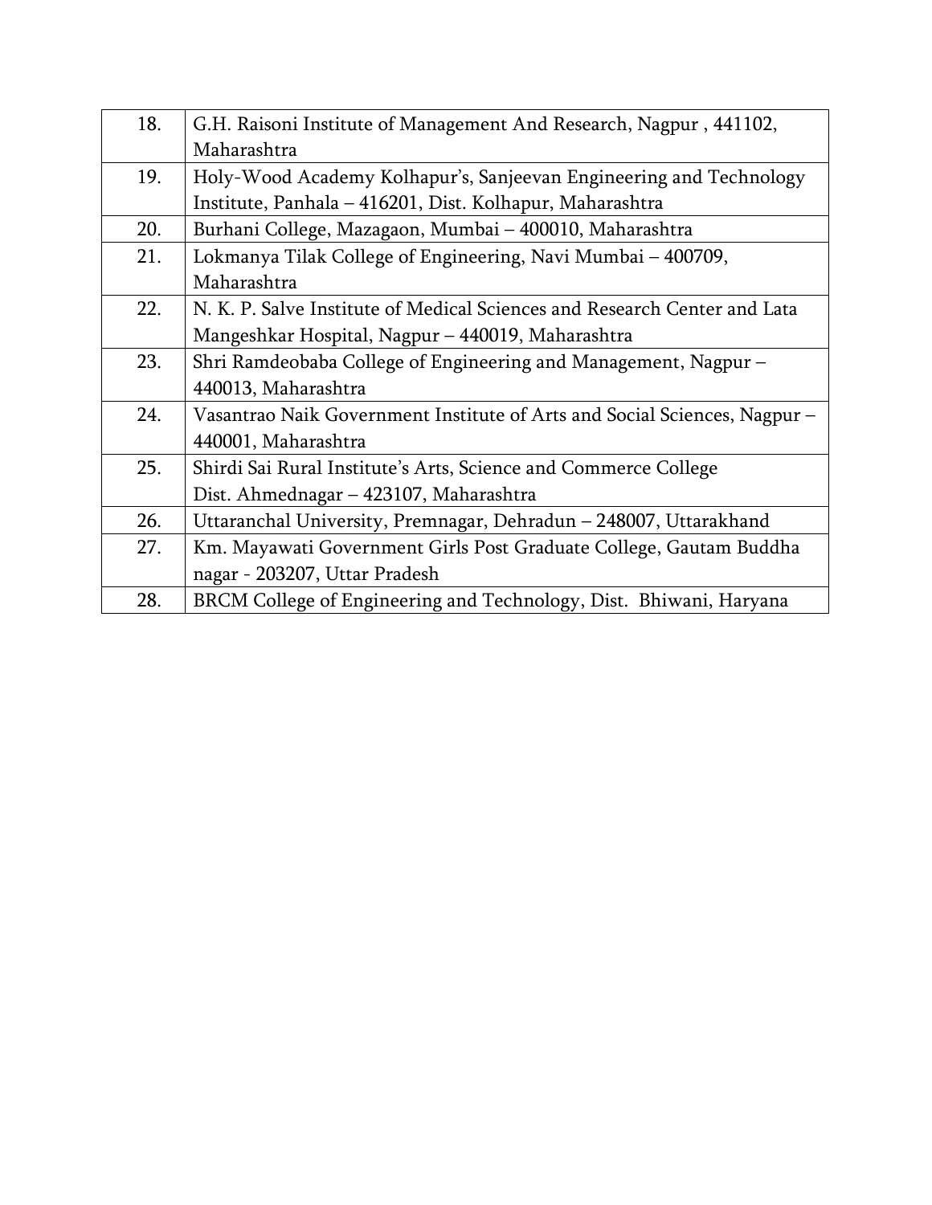| | |
|---|---|
| 18. | G.H. Raisoni Institute of Management And Research, Nagpur , 441102, Maharashtra |
| 19. | Holy-Wood Academy Kolhapur's, Sanjeevan Engineering and Technology Institute, Panhala – 416201, Dist. Kolhapur, Maharashtra |
| 20. | Burhani College, Mazagaon, Mumbai – 400010, Maharashtra |
| 21. | Lokmanya Tilak College of Engineering, Navi Mumbai – 400709, Maharashtra |
| 22. | N. K. P. Salve Institute of Medical Sciences and Research Center and Lata Mangeshkar Hospital, Nagpur – 440019, Maharashtra |
| 23. | Shri Ramdeobaba College of Engineering and Management, Nagpur – 440013, Maharashtra |
| 24. | Vasantrao Naik Government Institute of Arts and Social Sciences, Nagpur – 440001, Maharashtra |
| 25. | Shirdi Sai Rural Institute's Arts, Science and Commerce College Dist. Ahmednagar – 423107, Maharashtra |
| 26. | Uttaranchal University, Premnagar, Dehradun – 248007, Uttarakhand |
| 27. | Km. Mayawati Government Girls Post Graduate College, Gautam Buddha nagar - 203207, Uttar Pradesh |
| 28. | BRCM College of Engineering and Technology, Dist. Bhiwani, Haryana |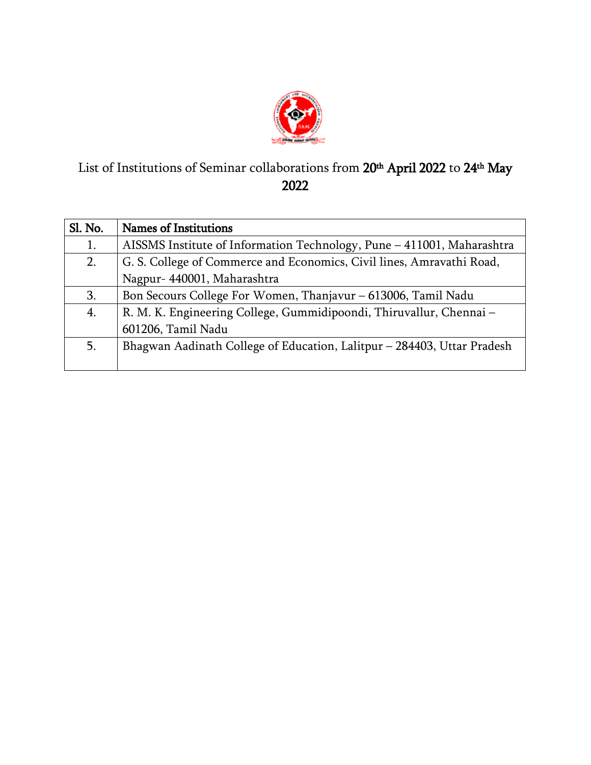List of Institutions of Seminar collaborations from 20th April 2022 to 24th May 2022

| Sl. No. | Names of Institutions |
|---|---|
| 1. | AISSMS Institute of Information Technology, Pune – 411001, Maharashtra |
| 2. | G. S. College of Commerce and Economics, Civil lines, Amravathi Road, Nagpur- 440001, Maharashtra |
| 3. | Bon Secours College For Women, Thanjavur – 613006, Tamil Nadu |
| 4. | R. M. K. Engineering College, Gummidipoondi, Thiruvallur, Chennai – 601206, Tamil Nadu |
| 5. | Bhagwan Aadinath College of Education, Lalitpur – 284403, Uttar Pradesh |